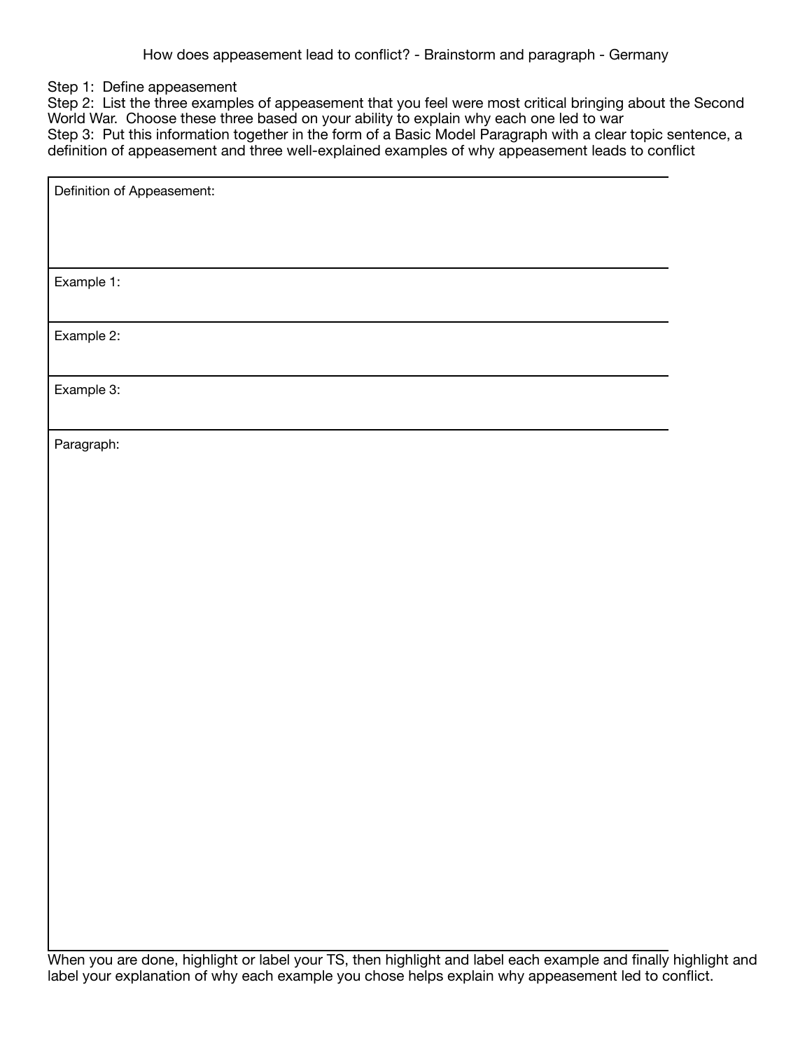How does appeasement lead to conflict? - Brainstorm and paragraph - Germany

Step 1: Define appeasement
Step 2: List the three examples of appeasement that you feel were most critical bringing about the Second World War. Choose these three based on your ability to explain why each one led to war
Step 3: Put this information together in the form of a Basic Model Paragraph with a clear topic sentence, a definition of appeasement and three well-explained examples of why appeasement leads to conflict

| Definition of Appeasement: |
| --- |
| Example 1: |
| Example 2: |
| Example 3: |
| Paragraph: |

When you are done, highlight or label your TS, then highlight and label each example and finally highlight and label your explanation of why each example you chose helps explain why appeasement led to conflict.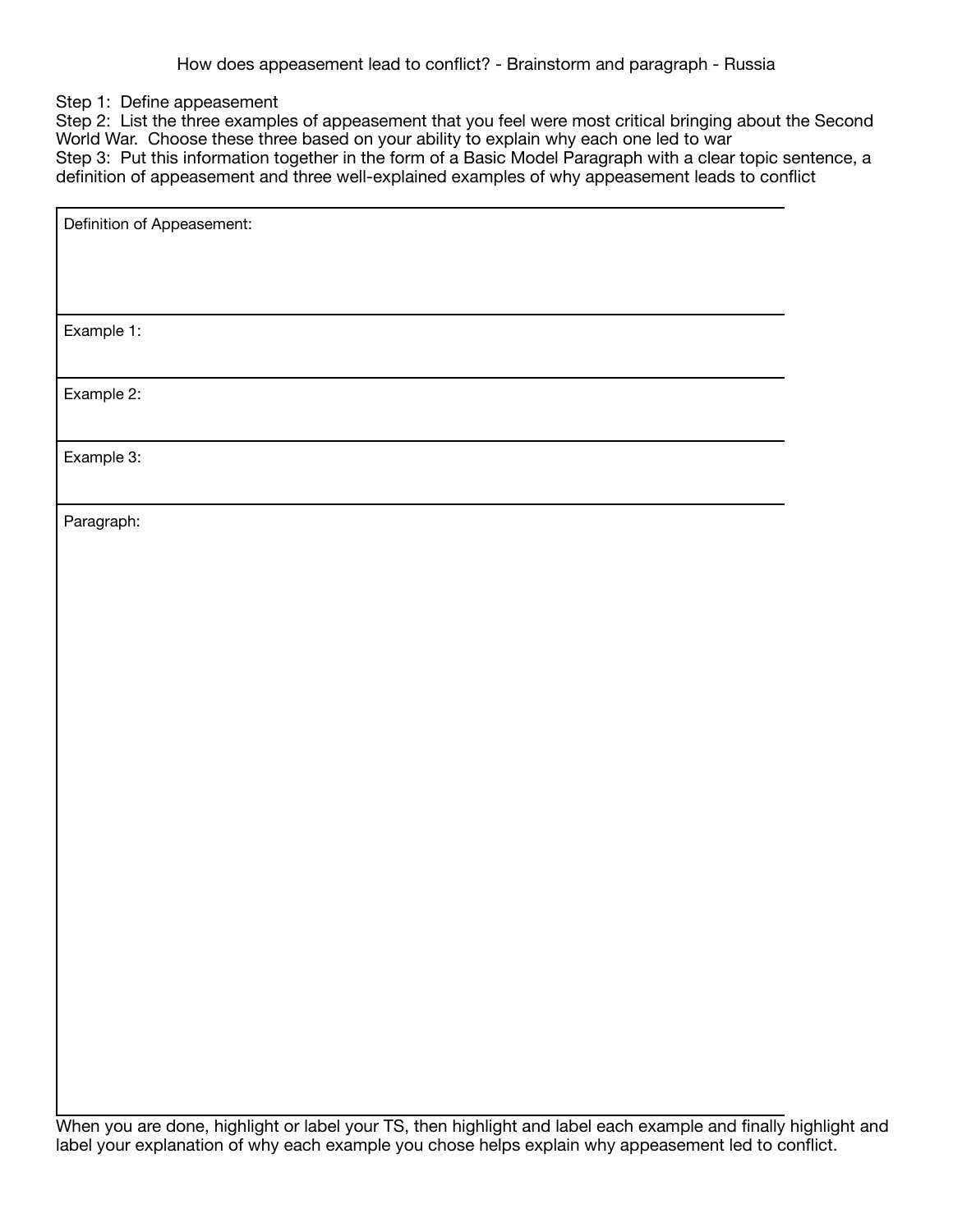How does appeasement lead to conflict? - Brainstorm and paragraph - Russia

Step 1: Define appeasement
Step 2: List the three examples of appeasement that you feel were most critical bringing about the Second World War. Choose these three based on your ability to explain why each one led to war
Step 3: Put this information together in the form of a Basic Model Paragraph with a clear topic sentence, a definition of appeasement and three well-explained examples of why appeasement leads to conflict

| |
|---|
| Definition of Appeasement: |
| Example 1: |
| Example 2: |
| Example 3: |
| Paragraph: |

When you are done, highlight or label your TS, then highlight and label each example and finally highlight and label your explanation of why each example you chose helps explain why appeasement led to conflict.